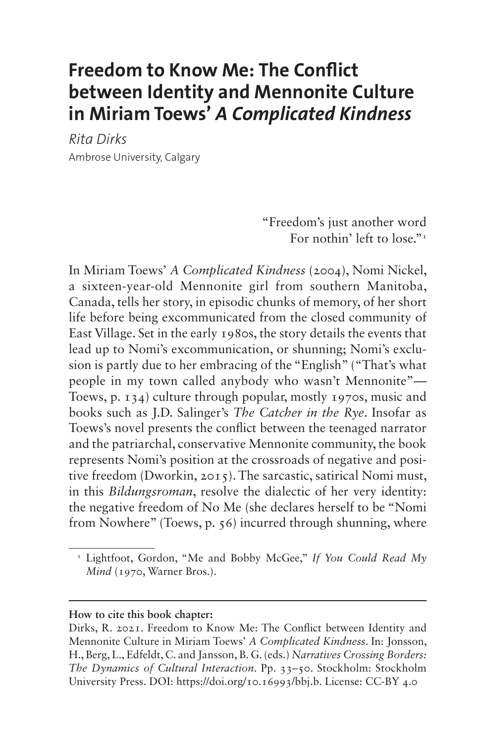# Freedom to Know Me: The Conflict between Identity and Mennonite Culture in Miriam Toews' *A Complicated Kindness*

*Rita Dirks*

Ambrose University, Calgary

> "Freedom's just another word
> For nothin' left to lose."[1]

In Miriam Toews' *A Complicated Kindness* (2004), Nomi Nickel, a sixteen-year-old Mennonite girl from southern Manitoba, Canada, tells her story, in episodic chunks of memory, of her short life before being excommunicated from the closed community of East Village. Set in the early 1980s, the story details the events that lead up to Nomi's excommunication, or shunning; Nomi's exclusion is partly due to her embracing of the "English" ("That's what people in my town called anybody who wasn't Mennonite"— Toews, p. 134) culture through popular, mostly 1970s, music and books such as J.D. Salinger's *The Catcher in the Rye*. Insofar as Toews's novel presents the conflict between the teenaged narrator and the patriarchal, conservative Mennonite community, the book represents Nomi's position at the crossroads of negative and positive freedom (Dworkin, 2015). The sarcastic, satirical Nomi must, in this *Bildungsroman*, resolve the dialectic of her very identity: the negative freedom of No Me (she declares herself to be "Nomi from Nowhere" (Toews, p. 56) incurred through shunning, where

[1] Lightfoot, Gordon, "Me and Bobby McGee," *If You Could Read My Mind* (1970, Warner Bros.).

**How to cite this book chapter:**

Dirks, R. 2021. Freedom to Know Me: The Conflict between Identity and Mennonite Culture in Miriam Toews' *A Complicated Kindness*. In: Jonsson, H., Berg, L., Edfeldt, C. and Jansson, B. G. (eds.) *Narratives Crossing Borders: The Dynamics of Cultural Interaction*. Pp. 33–50. Stockholm: Stockholm University Press. DOI: https://doi.org/10.16993/bbj.b. License: CC-BY 4.0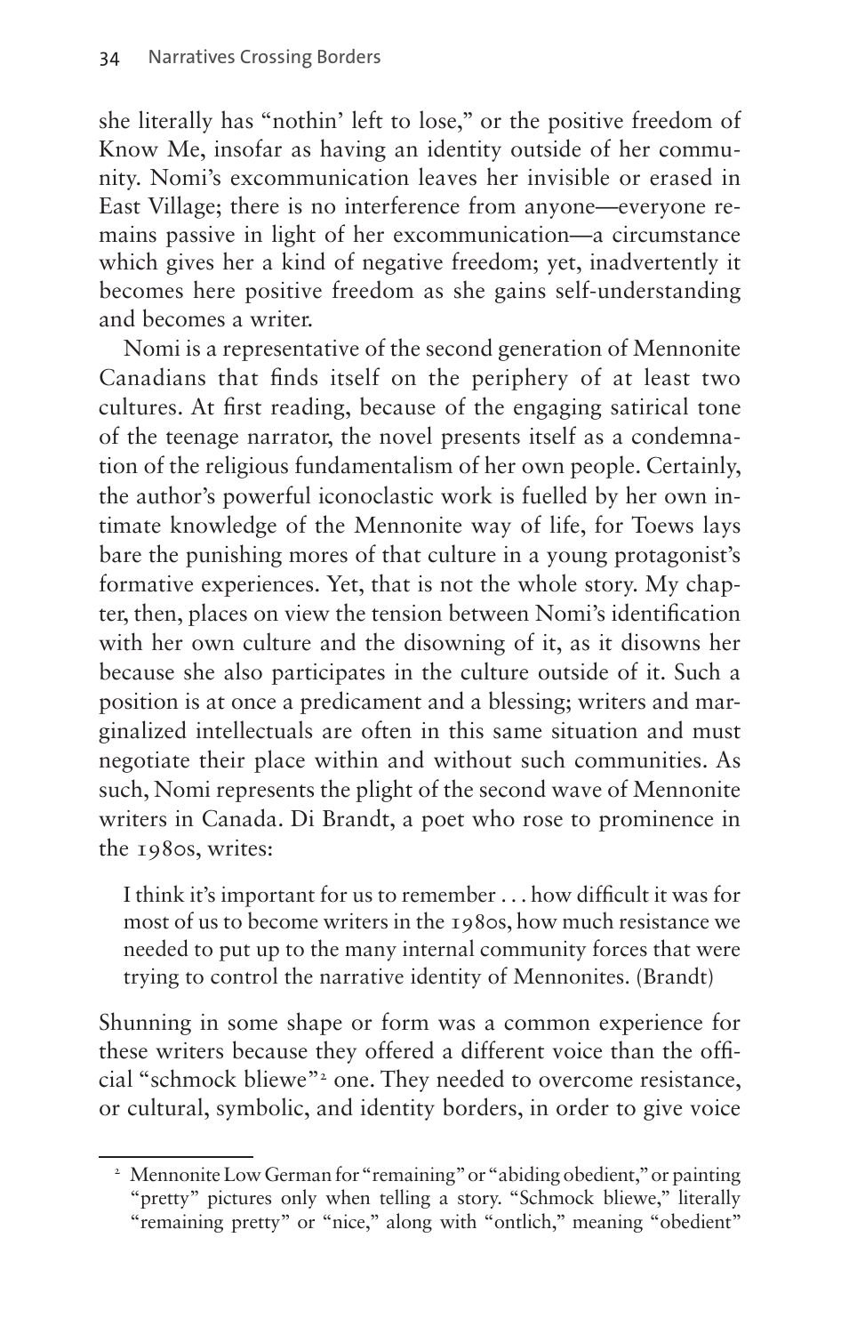she literally has "nothin' left to lose," or the positive freedom of Know Me, insofar as having an identity outside of her community. Nomi's excommunication leaves her invisible or erased in East Village; there is no interference from anyone—everyone remains passive in light of her excommunication—a circumstance which gives her a kind of negative freedom; yet, inadvertently it becomes here positive freedom as she gains self-understanding and becomes a writer.

Nomi is a representative of the second generation of Mennonite Canadians that finds itself on the periphery of at least two cultures. At first reading, because of the engaging satirical tone of the teenage narrator, the novel presents itself as a condemnation of the religious fundamentalism of her own people. Certainly, the author's powerful iconoclastic work is fuelled by her own intimate knowledge of the Mennonite way of life, for Toews lays bare the punishing mores of that culture in a young protagonist's formative experiences. Yet, that is not the whole story. My chapter, then, places on view the tension between Nomi's identification with her own culture and the disowning of it, as it disowns her because she also participates in the culture outside of it. Such a position is at once a predicament and a blessing; writers and marginalized intellectuals are often in this same situation and must negotiate their place within and without such communities. As such, Nomi represents the plight of the second wave of Mennonite writers in Canada. Di Brandt, a poet who rose to prominence in the 1980s, writes:

> I think it's important for us to remember . . . how difficult it was for most of us to become writers in the 1980s, how much resistance we needed to put up to the many internal community forces that were trying to control the narrative identity of Mennonites. (Brandt)

Shunning in some shape or form was a common experience for these writers because they offered a different voice than the official "schmock bliewe"[2] one. They needed to overcome resistance, or cultural, symbolic, and identity borders, in order to give voice

[2] Mennonite Low German for "remaining" or "abiding obedient," or painting "pretty" pictures only when telling a story. "Schmock bliewe," literally "remaining pretty" or "nice," along with "ontlich," meaning "obedient"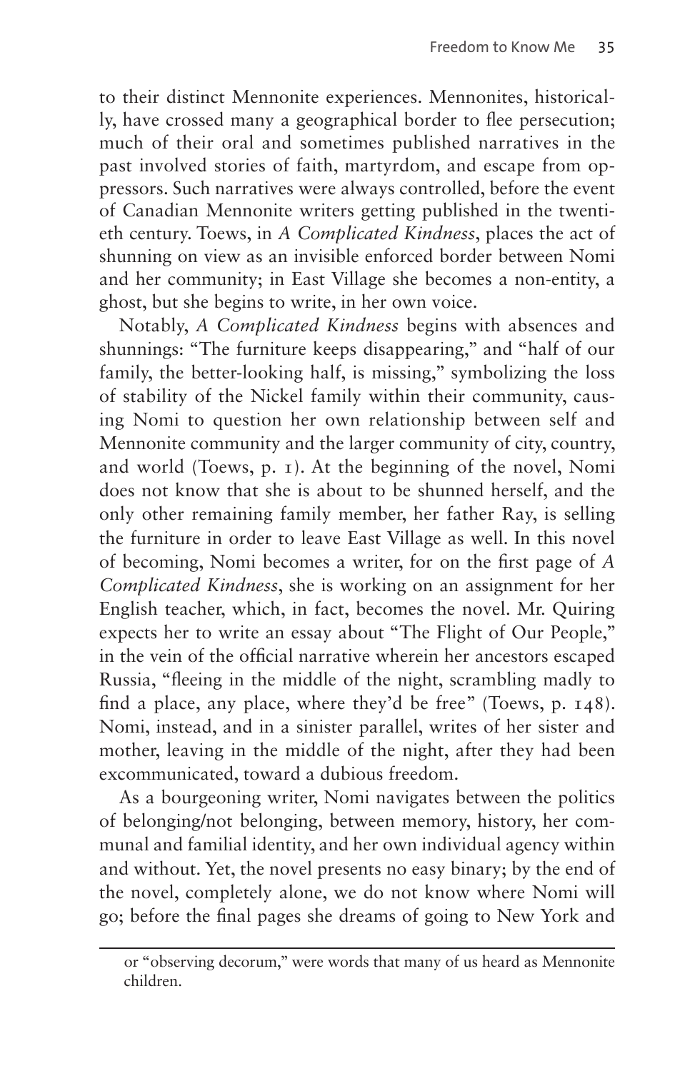to their distinct Mennonite experiences. Mennonites, historically, have crossed many a geographical border to flee persecution; much of their oral and sometimes published narratives in the past involved stories of faith, martyrdom, and escape from oppressors. Such narratives were always controlled, before the event of Canadian Mennonite writers getting published in the twentieth century. Toews, in *A Complicated Kindness*, places the act of shunning on view as an invisible enforced border between Nomi and her community; in East Village she becomes a non-entity, a ghost, but she begins to write, in her own voice.

Notably, *A Complicated Kindness* begins with absences and shunnings: "The furniture keeps disappearing," and "half of our family, the better-looking half, is missing," symbolizing the loss of stability of the Nickel family within their community, causing Nomi to question her own relationship between self and Mennonite community and the larger community of city, country, and world (Toews, p. 1). At the beginning of the novel, Nomi does not know that she is about to be shunned herself, and the only other remaining family member, her father Ray, is selling the furniture in order to leave East Village as well. In this novel of becoming, Nomi becomes a writer, for on the first page of *A Complicated Kindness*, she is working on an assignment for her English teacher, which, in fact, becomes the novel. Mr. Quiring expects her to write an essay about "The Flight of Our People," in the vein of the official narrative wherein her ancestors escaped Russia, "fleeing in the middle of the night, scrambling madly to find a place, any place, where they'd be free" (Toews, p. 148). Nomi, instead, and in a sinister parallel, writes of her sister and mother, leaving in the middle of the night, after they had been excommunicated, toward a dubious freedom.

As a bourgeoning writer, Nomi navigates between the politics of belonging/not belonging, between memory, history, her communal and familial identity, and her own individual agency within and without. Yet, the novel presents no easy binary; by the end of the novel, completely alone, we do not know where Nomi will go; before the final pages she dreams of going to New York and

---

or "observing decorum," were words that many of us heard as Mennonite children.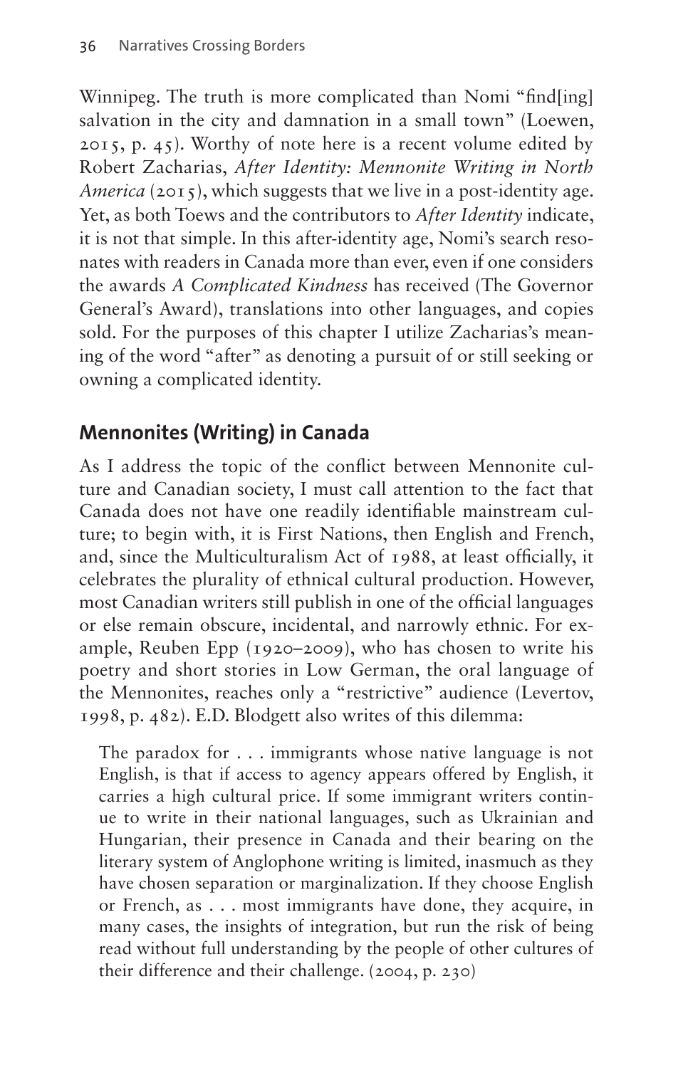Winnipeg. The truth is more complicated than Nomi "find[ing] salvation in the city and damnation in a small town" (Loewen, 2015, p. 45). Worthy of note here is a recent volume edited by Robert Zacharias, *After Identity: Mennonite Writing in North America* (2015), which suggests that we live in a post-identity age. Yet, as both Toews and the contributors to *After Identity* indicate, it is not that simple. In this after-identity age, Nomi's search resonates with readers in Canada more than ever, even if one considers the awards *A Complicated Kindness* has received (The Governor General's Award), translations into other languages, and copies sold. For the purposes of this chapter I utilize Zacharias's meaning of the word "after" as denoting a pursuit of or still seeking or owning a complicated identity.

## Mennonites (Writing) in Canada

As I address the topic of the conflict between Mennonite culture and Canadian society, I must call attention to the fact that Canada does not have one readily identifiable mainstream culture; to begin with, it is First Nations, then English and French, and, since the Multiculturalism Act of 1988, at least officially, it celebrates the plurality of ethnical cultural production. However, most Canadian writers still publish in one of the official languages or else remain obscure, incidental, and narrowly ethnic. For example, Reuben Epp (1920–2009), who has chosen to write his poetry and short stories in Low German, the oral language of the Mennonites, reaches only a "restrictive" audience (Levertov, 1998, p. 482). E.D. Blodgett also writes of this dilemma:

> The paradox for . . . immigrants whose native language is not English, is that if access to agency appears offered by English, it carries a high cultural price. If some immigrant writers continue to write in their national languages, such as Ukrainian and Hungarian, their presence in Canada and their bearing on the literary system of Anglophone writing is limited, inasmuch as they have chosen separation or marginalization. If they choose English or French, as . . . most immigrants have done, they acquire, in many cases, the insights of integration, but run the risk of being read without full understanding by the people of other cultures of their difference and their challenge. (2004, p. 230)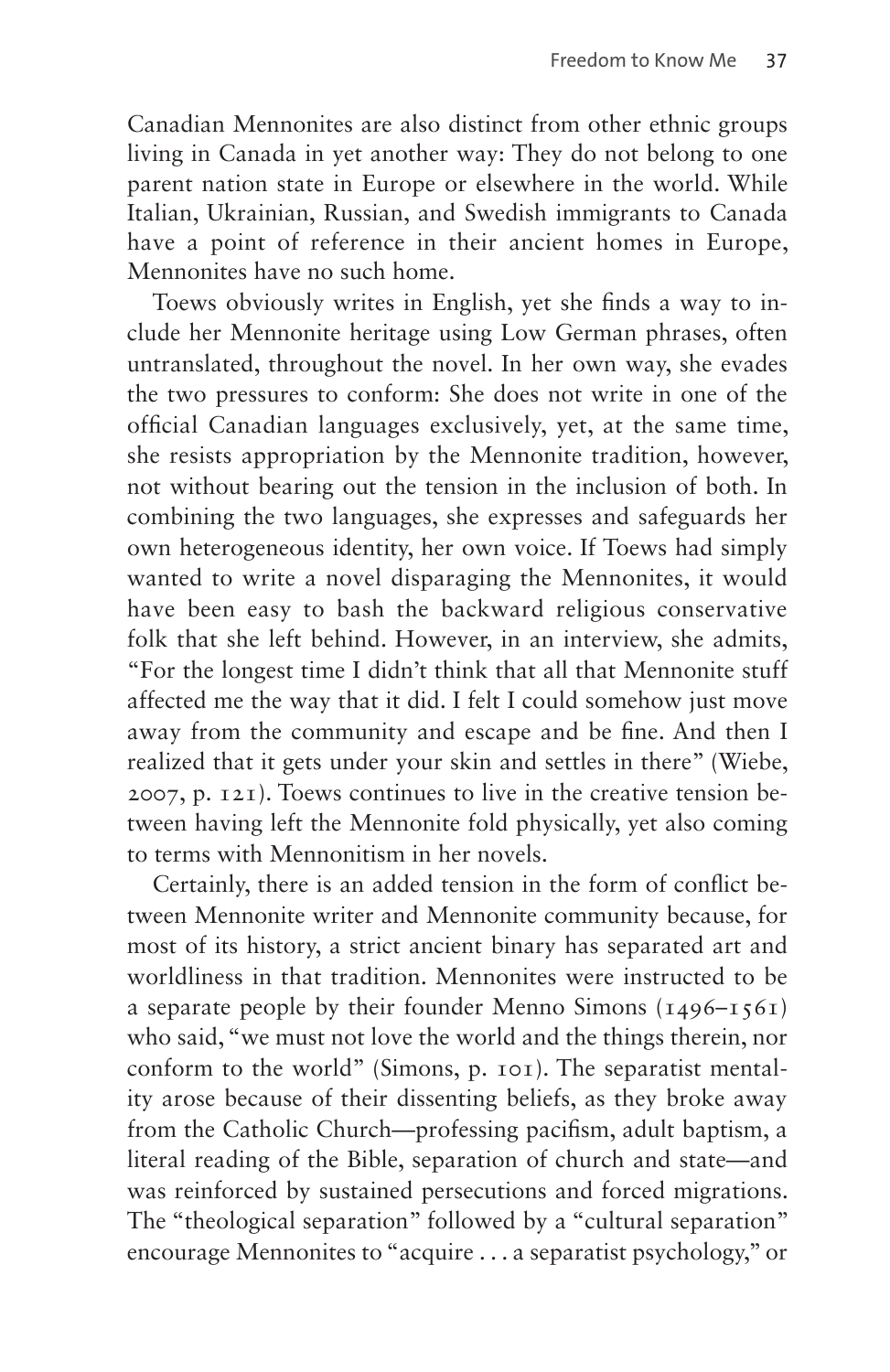Canadian Mennonites are also distinct from other ethnic groups living in Canada in yet another way: They do not belong to one parent nation state in Europe or elsewhere in the world. While Italian, Ukrainian, Russian, and Swedish immigrants to Canada have a point of reference in their ancient homes in Europe, Mennonites have no such home.

Toews obviously writes in English, yet she finds a way to include her Mennonite heritage using Low German phrases, often untranslated, throughout the novel. In her own way, she evades the two pressures to conform: She does not write in one of the official Canadian languages exclusively, yet, at the same time, she resists appropriation by the Mennonite tradition, however, not without bearing out the tension in the inclusion of both. In combining the two languages, she expresses and safeguards her own heterogeneous identity, her own voice. If Toews had simply wanted to write a novel disparaging the Mennonites, it would have been easy to bash the backward religious conservative folk that she left behind. However, in an interview, she admits, "For the longest time I didn't think that all that Mennonite stuff affected me the way that it did. I felt I could somehow just move away from the community and escape and be fine. And then I realized that it gets under your skin and settles in there" (Wiebe, 2007, p. 121). Toews continues to live in the creative tension between having left the Mennonite fold physically, yet also coming to terms with Mennonitism in her novels.

Certainly, there is an added tension in the form of conflict between Mennonite writer and Mennonite community because, for most of its history, a strict ancient binary has separated art and worldliness in that tradition. Mennonites were instructed to be a separate people by their founder Menno Simons (1496–1561) who said, "we must not love the world and the things therein, nor conform to the world" (Simons, p. 101). The separatist mentality arose because of their dissenting beliefs, as they broke away from the Catholic Church—professing pacifism, adult baptism, a literal reading of the Bible, separation of church and state—and was reinforced by sustained persecutions and forced migrations. The "theological separation" followed by a "cultural separation" encourage Mennonites to "acquire . . . a separatist psychology," or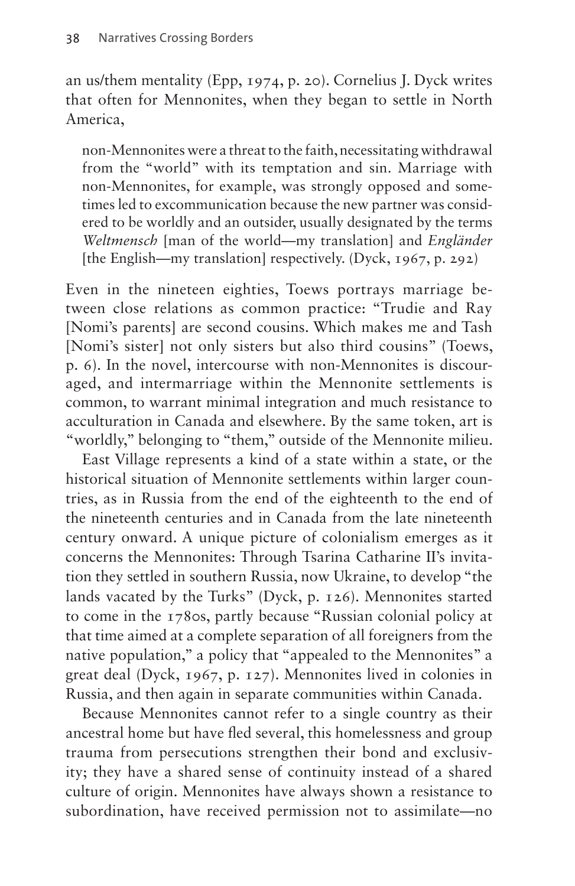an us/them mentality (Epp, 1974, p. 20). Cornelius J. Dyck writes that often for Mennonites, when they began to settle in North America,

> non-Mennonites were a threat to the faith, necessitating withdrawal from the "world" with its temptation and sin. Marriage with non-Mennonites, for example, was strongly opposed and sometimes led to excommunication because the new partner was considered to be worldly and an outsider, usually designated by the terms *Weltmensch* [man of the world—my translation] and *Engländer* [the English—my translation] respectively. (Dyck, 1967, p. 292)

Even in the nineteen eighties, Toews portrays marriage between close relations as common practice: "Trudie and Ray [Nomi's parents] are second cousins. Which makes me and Tash [Nomi's sister] not only sisters but also third cousins" (Toews, p. 6). In the novel, intercourse with non-Mennonites is discouraged, and intermarriage within the Mennonite settlements is common, to warrant minimal integration and much resistance to acculturation in Canada and elsewhere. By the same token, art is "worldly," belonging to "them," outside of the Mennonite milieu.

East Village represents a kind of a state within a state, or the historical situation of Mennonite settlements within larger countries, as in Russia from the end of the eighteenth to the end of the nineteenth centuries and in Canada from the late nineteenth century onward. A unique picture of colonialism emerges as it concerns the Mennonites: Through Tsarina Catharine II's invitation they settled in southern Russia, now Ukraine, to develop "the lands vacated by the Turks" (Dyck, p. 126). Mennonites started to come in the 1780s, partly because "Russian colonial policy at that time aimed at a complete separation of all foreigners from the native population," a policy that "appealed to the Mennonites" a great deal (Dyck, 1967, p. 127). Mennonites lived in colonies in Russia, and then again in separate communities within Canada.

Because Mennonites cannot refer to a single country as their ancestral home but have fled several, this homelessness and group trauma from persecutions strengthen their bond and exclusivity; they have a shared sense of continuity instead of a shared culture of origin. Mennonites have always shown a resistance to subordination, have received permission not to assimilate—no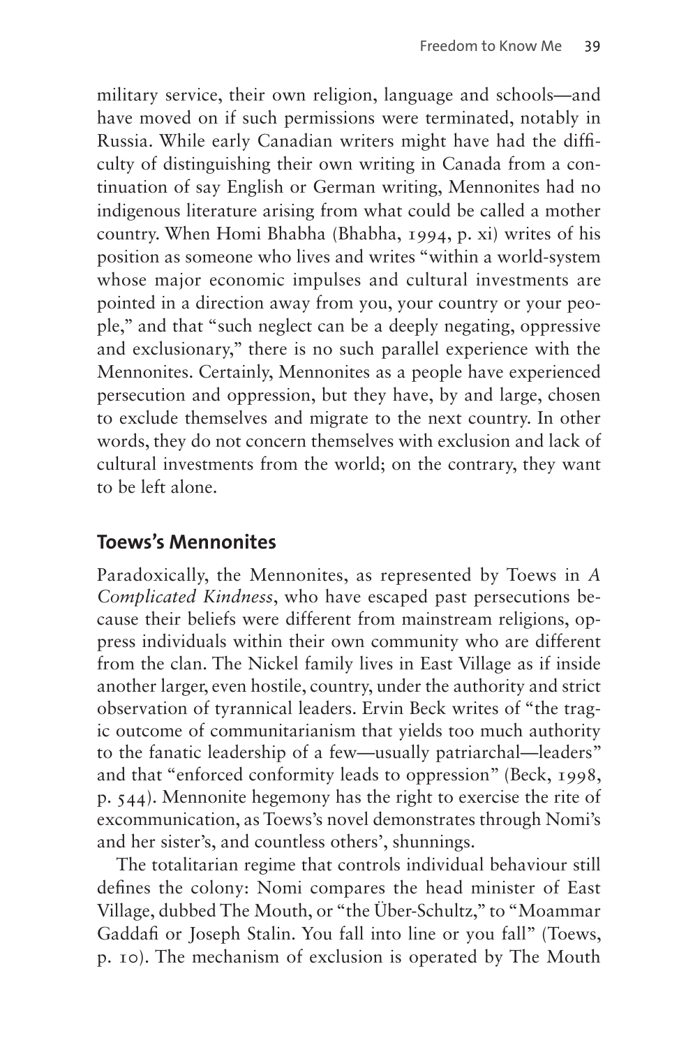military service, their own religion, language and schools—and have moved on if such permissions were terminated, notably in Russia. While early Canadian writers might have had the difficulty of distinguishing their own writing in Canada from a continuation of say English or German writing, Mennonites had no indigenous literature arising from what could be called a mother country. When Homi Bhabha (Bhabha, 1994, p. xi) writes of his position as someone who lives and writes "within a world-system whose major economic impulses and cultural investments are pointed in a direction away from you, your country or your people," and that "such neglect can be a deeply negating, oppressive and exclusionary," there is no such parallel experience with the Mennonites. Certainly, Mennonites as a people have experienced persecution and oppression, but they have, by and large, chosen to exclude themselves and migrate to the next country. In other words, they do not concern themselves with exclusion and lack of cultural investments from the world; on the contrary, they want to be left alone.

## Toews's Mennonites

Paradoxically, the Mennonites, as represented by Toews in *A Complicated Kindness*, who have escaped past persecutions because their beliefs were different from mainstream religions, oppress individuals within their own community who are different from the clan. The Nickel family lives in East Village as if inside another larger, even hostile, country, under the authority and strict observation of tyrannical leaders. Ervin Beck writes of "the tragic outcome of communitarianism that yields too much authority to the fanatic leadership of a few—usually patriarchal—leaders" and that "enforced conformity leads to oppression" (Beck, 1998, p. 544). Mennonite hegemony has the right to exercise the rite of excommunication, as Toews's novel demonstrates through Nomi's and her sister's, and countless others', shunnings.

The totalitarian regime that controls individual behaviour still defines the colony: Nomi compares the head minister of East Village, dubbed The Mouth, or "the Über-Schultz," to "Moammar Gaddafi or Joseph Stalin. You fall into line or you fall" (Toews, p. 10). The mechanism of exclusion is operated by The Mouth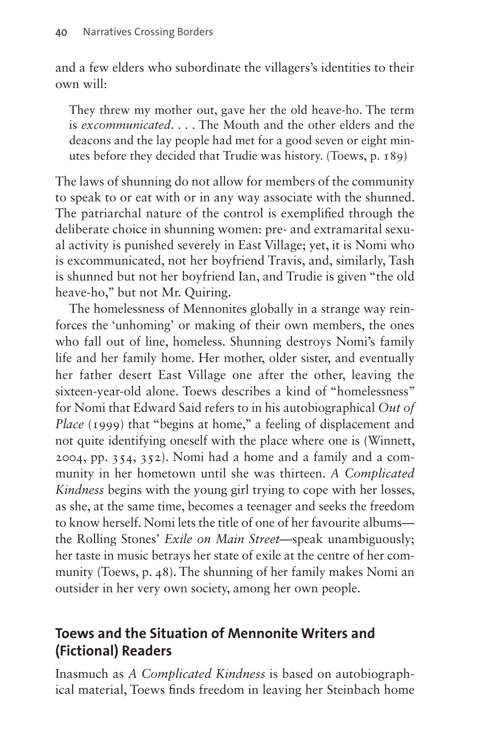and a few elders who subordinate the villagers's identities to their own will:

> They threw my mother out, gave her the old heave-ho. The term is *excommunicated*. . . . The Mouth and the other elders and the deacons and the lay people had met for a good seven or eight minutes before they decided that Trudie was history. (Toews, p. 189)

The laws of shunning do not allow for members of the community to speak to or eat with or in any way associate with the shunned. The patriarchal nature of the control is exemplified through the deliberate choice in shunning women: pre- and extramarital sexual activity is punished severely in East Village; yet, it is Nomi who is excommunicated, not her boyfriend Travis, and, similarly, Tash is shunned but not her boyfriend Ian, and Trudie is given "the old heave-ho," but not Mr. Quiring.

The homelessness of Mennonites globally in a strange way reinforces the 'unhoming' or making of their own members, the ones who fall out of line, homeless. Shunning destroys Nomi's family life and her family home. Her mother, older sister, and eventually her father desert East Village one after the other, leaving the sixteen-year-old alone. Toews describes a kind of "homelessness" for Nomi that Edward Said refers to in his autobiographical *Out of Place* (1999) that "begins at home," a feeling of displacement and not quite identifying oneself with the place where one is (Winnett, 2004, pp. 354, 352). Nomi had a home and a family and a community in her hometown until she was thirteen. *A Complicated Kindness* begins with the young girl trying to cope with her losses, as she, at the same time, becomes a teenager and seeks the freedom to know herself. Nomi lets the title of one of her favourite albums—the Rolling Stones' *Exile on Main Street*—speak unambiguously; her taste in music betrays her state of exile at the centre of her community (Toews, p. 48). The shunning of her family makes Nomi an outsider in her very own society, among her own people.

## Toews and the Situation of Mennonite Writers and (Fictional) Readers

Inasmuch as *A Complicated Kindness* is based on autobiographical material, Toews finds freedom in leaving her Steinbach home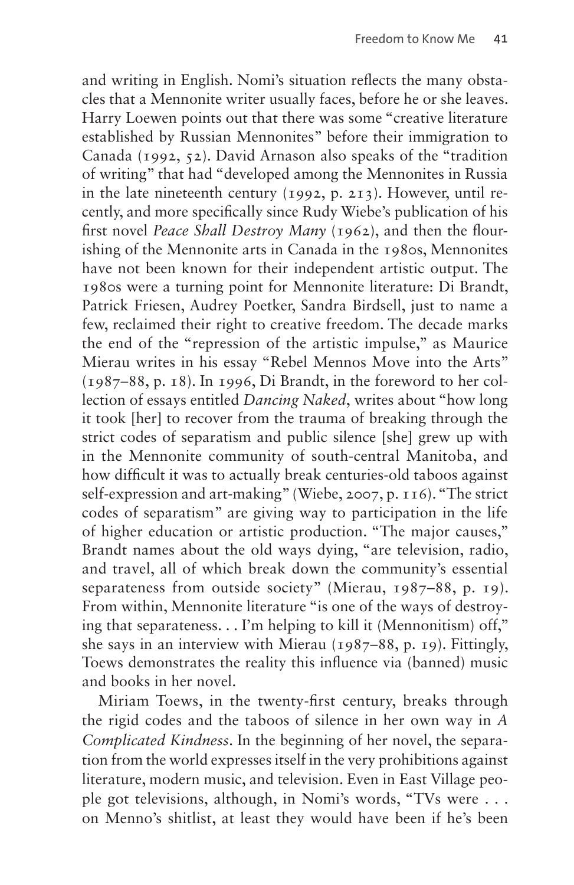and writing in English. Nomi's situation reflects the many obstacles that a Mennonite writer usually faces, before he or she leaves. Harry Loewen points out that there was some "creative literature established by Russian Mennonites" before their immigration to Canada (1992, 52). David Arnason also speaks of the "tradition of writing" that had "developed among the Mennonites in Russia in the late nineteenth century (1992, p. 213). However, until recently, and more specifically since Rudy Wiebe's publication of his first novel *Peace Shall Destroy Many* (1962), and then the flourishing of the Mennonite arts in Canada in the 1980s, Mennonites have not been known for their independent artistic output. The 1980s were a turning point for Mennonite literature: Di Brandt, Patrick Friesen, Audrey Poetker, Sandra Birdsell, just to name a few, reclaimed their right to creative freedom. The decade marks the end of the "repression of the artistic impulse," as Maurice Mierau writes in his essay "Rebel Mennos Move into the Arts" (1987–88, p. 18). In 1996, Di Brandt, in the foreword to her collection of essays entitled *Dancing Naked*, writes about "how long it took [her] to recover from the trauma of breaking through the strict codes of separatism and public silence [she] grew up with in the Mennonite community of south-central Manitoba, and how difficult it was to actually break centuries-old taboos against self-expression and art-making" (Wiebe, 2007, p. 116). "The strict codes of separatism" are giving way to participation in the life of higher education or artistic production. "The major causes," Brandt names about the old ways dying, "are television, radio, and travel, all of which break down the community's essential separateness from outside society" (Mierau, 1987–88, p. 19). From within, Mennonite literature "is one of the ways of destroying that separateness. . . I'm helping to kill it (Mennonitism) off," she says in an interview with Mierau (1987–88, p. 19). Fittingly, Toews demonstrates the reality this influence via (banned) music and books in her novel.

Miriam Toews, in the twenty-first century, breaks through the rigid codes and the taboos of silence in her own way in *A Complicated Kindness*. In the beginning of her novel, the separation from the world expresses itself in the very prohibitions against literature, modern music, and television. Even in East Village people got televisions, although, in Nomi's words, "TVs were . . . on Menno's shitlist, at least they would have been if he's been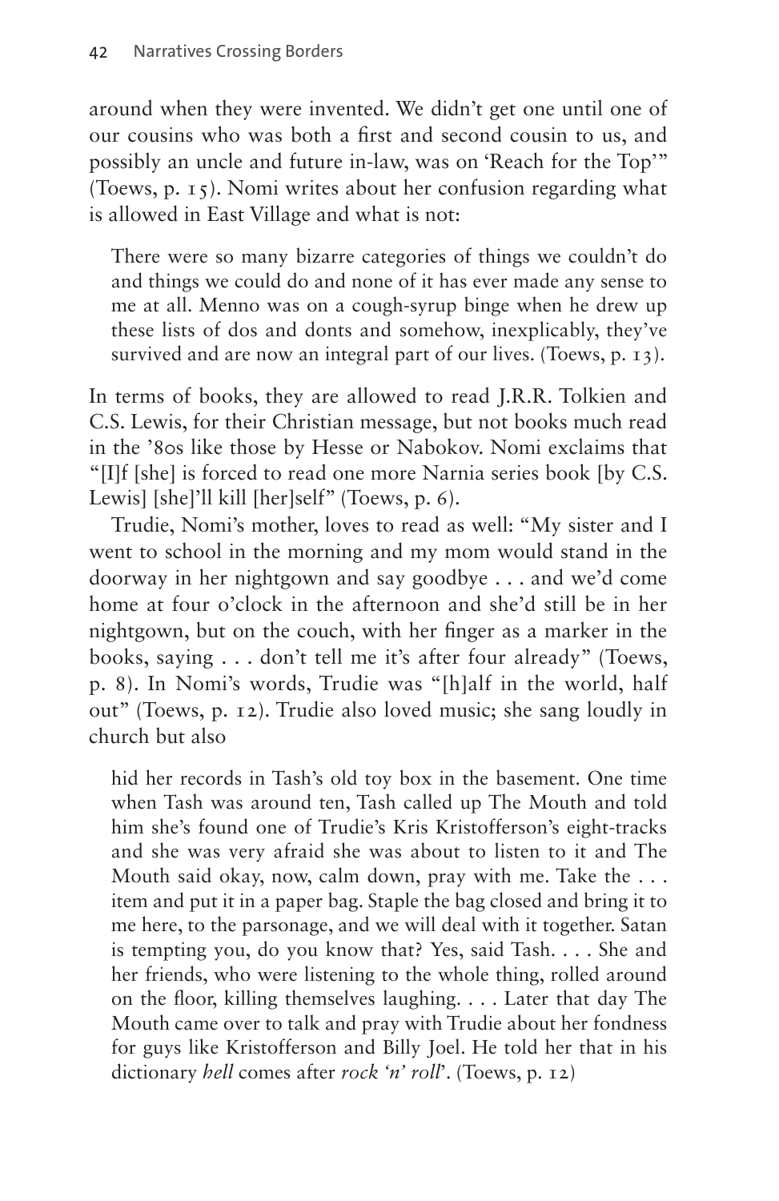around when they were invented. We didn't get one until one of our cousins who was both a first and second cousin to us, and possibly an uncle and future in-law, was on 'Reach for the Top'" (Toews, p. 15). Nomi writes about her confusion regarding what is allowed in East Village and what is not:

> There were so many bizarre categories of things we couldn't do and things we could do and none of it has ever made any sense to me at all. Menno was on a cough-syrup binge when he drew up these lists of dos and donts and somehow, inexplicably, they've survived and are now an integral part of our lives. (Toews, p. 13).

In terms of books, they are allowed to read J.R.R. Tolkien and C.S. Lewis, for their Christian message, but not books much read in the '80s like those by Hesse or Nabokov. Nomi exclaims that "[I]f [she] is forced to read one more Narnia series book [by C.S. Lewis] [she]'ll kill [her]self" (Toews, p. 6).

Trudie, Nomi's mother, loves to read as well: "My sister and I went to school in the morning and my mom would stand in the doorway in her nightgown and say goodbye . . . and we'd come home at four o'clock in the afternoon and she'd still be in her nightgown, but on the couch, with her finger as a marker in the books, saying . . . don't tell me it's after four already" (Toews, p. 8). In Nomi's words, Trudie was "[h]alf in the world, half out" (Toews, p. 12). Trudie also loved music; she sang loudly in church but also

> hid her records in Tash's old toy box in the basement. One time when Tash was around ten, Tash called up The Mouth and told him she's found one of Trudie's Kris Kristofferson's eight-tracks and she was very afraid she was about to listen to it and The Mouth said okay, now, calm down, pray with me. Take the . . . item and put it in a paper bag. Staple the bag closed and bring it to me here, to the parsonage, and we will deal with it together. Satan is tempting you, do you know that? Yes, said Tash. . . . She and her friends, who were listening to the whole thing, rolled around on the floor, killing themselves laughing. . . . Later that day The Mouth came over to talk and pray with Trudie about her fondness for guys like Kristofferson and Billy Joel. He told her that in his dictionary *hell* comes after *rock 'n' roll*'. (Toews, p. 12)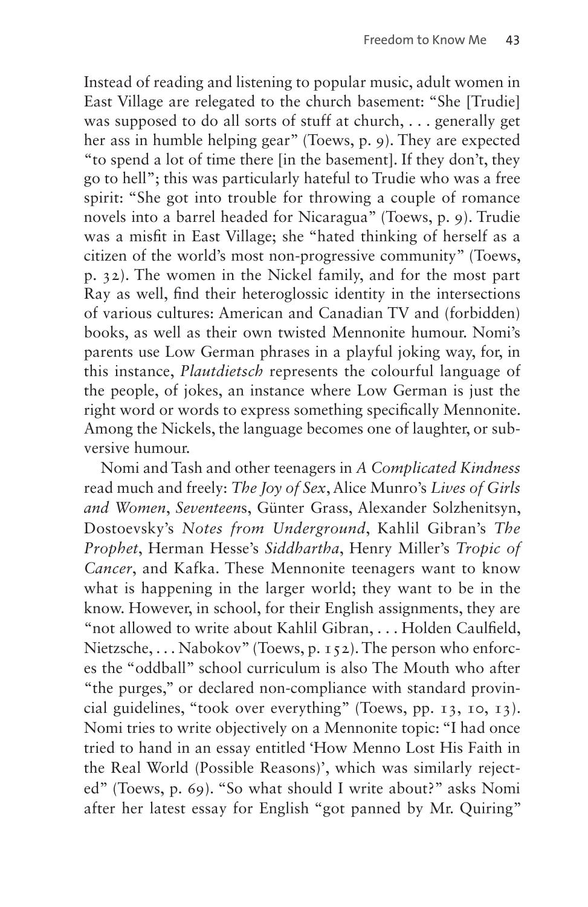Instead of reading and listening to popular music, adult women in East Village are relegated to the church basement: "She [Trudie] was supposed to do all sorts of stuff at church, . . . generally get her ass in humble helping gear" (Toews, p. 9). They are expected "to spend a lot of time there [in the basement]. If they don't, they go to hell"; this was particularly hateful to Trudie who was a free spirit: "She got into trouble for throwing a couple of romance novels into a barrel headed for Nicaragua" (Toews, p. 9). Trudie was a misfit in East Village; she "hated thinking of herself as a citizen of the world's most non-progressive community" (Toews, p. 32). The women in the Nickel family, and for the most part Ray as well, find their heteroglossic identity in the intersections of various cultures: American and Canadian TV and (forbidden) books, as well as their own twisted Mennonite humour. Nomi's parents use Low German phrases in a playful joking way, for, in this instance, *Plautdietsch* represents the colourful language of the people, of jokes, an instance where Low German is just the right word or words to express something specifically Mennonite. Among the Nickels, the language becomes one of laughter, or subversive humour.

Nomi and Tash and other teenagers in *A Complicated Kindness* read much and freely: *The Joy of Sex*, Alice Munro's *Lives of Girls and Women*, *Seventeen*s, Günter Grass, Alexander Solzhenitsyn, Dostoevsky's *Notes from Underground*, Kahlil Gibran's *The Prophet*, Herman Hesse's *Siddhartha*, Henry Miller's *Tropic of Cancer*, and Kafka. These Mennonite teenagers want to know what is happening in the larger world; they want to be in the know. However, in school, for their English assignments, they are "not allowed to write about Kahlil Gibran, . . . Holden Caulfield, Nietzsche, . . . Nabokov" (Toews, p. 152). The person who enforces the "oddball" school curriculum is also The Mouth who after "the purges," or declared non-compliance with standard provincial guidelines, "took over everything" (Toews, pp. 13, 10, 13). Nomi tries to write objectively on a Mennonite topic: "I had once tried to hand in an essay entitled 'How Menno Lost His Faith in the Real World (Possible Reasons)', which was similarly rejected" (Toews, p. 69). "So what should I write about?" asks Nomi after her latest essay for English "got panned by Mr. Quiring"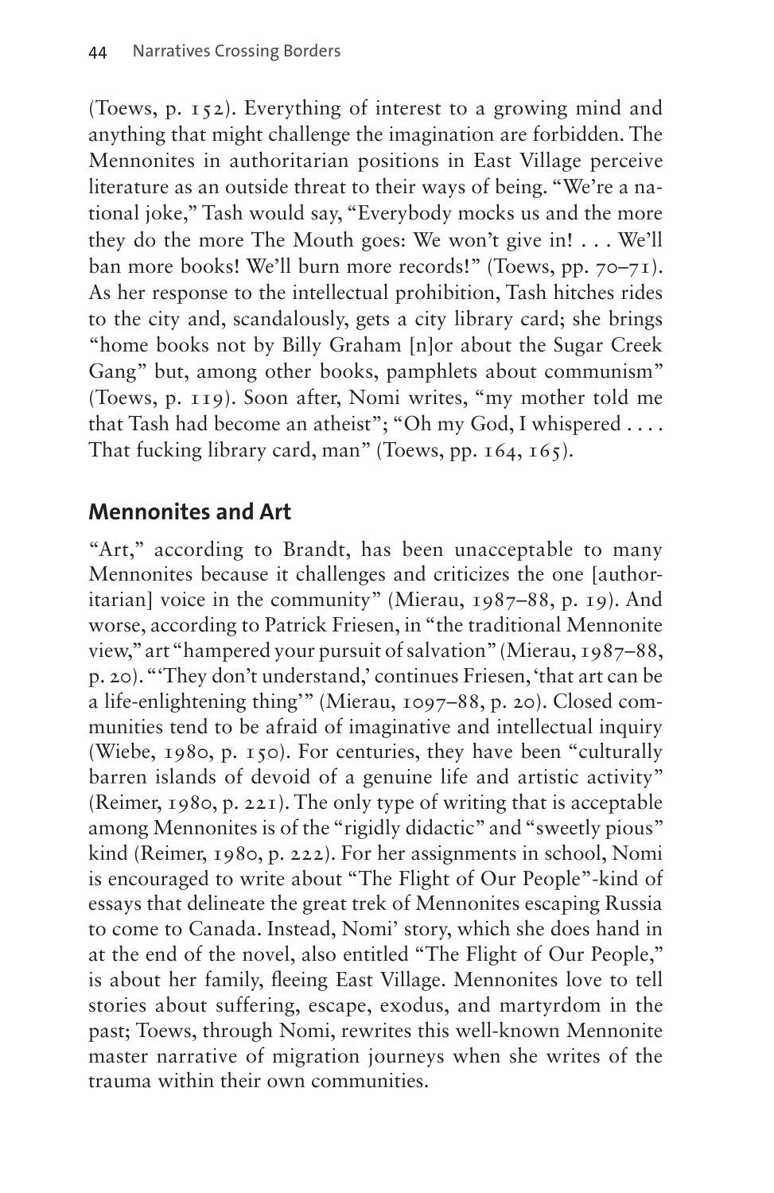(Toews, p. 152). Everything of interest to a growing mind and anything that might challenge the imagination are forbidden. The Mennonites in authoritarian positions in East Village perceive literature as an outside threat to their ways of being. "We're a national joke," Tash would say, "Everybody mocks us and the more they do the more The Mouth goes: We won't give in! . . . We'll ban more books! We'll burn more records!" (Toews, pp. 70–71). As her response to the intellectual prohibition, Tash hitches rides to the city and, scandalously, gets a city library card; she brings "home books not by Billy Graham [n]or about the Sugar Creek Gang" but, among other books, pamphlets about communism" (Toews, p. 119). Soon after, Nomi writes, "my mother told me that Tash had become an atheist"; "Oh my God, I whispered . . . . That fucking library card, man" (Toews, pp. 164, 165).

## Mennonites and Art

"Art," according to Brandt, has been unacceptable to many Mennonites because it challenges and criticizes the one [authoritarian] voice in the community" (Mierau, 1987–88, p. 19). And worse, according to Patrick Friesen, in "the traditional Mennonite view," art "hampered your pursuit of salvation" (Mierau, 1987–88, p. 20). "'They don't understand,' continues Friesen, 'that art can be a life-enlightening thing'" (Mierau, 1097–88, p. 20). Closed communities tend to be afraid of imaginative and intellectual inquiry (Wiebe, 1980, p. 150). For centuries, they have been "culturally barren islands of devoid of a genuine life and artistic activity" (Reimer, 1980, p. 221). The only type of writing that is acceptable among Mennonites is of the "rigidly didactic" and "sweetly pious" kind (Reimer, 1980, p. 222). For her assignments in school, Nomi is encouraged to write about "The Flight of Our People"-kind of essays that delineate the great trek of Mennonites escaping Russia to come to Canada. Instead, Nomi' story, which she does hand in at the end of the novel, also entitled "The Flight of Our People," is about her family, fleeing East Village. Mennonites love to tell stories about suffering, escape, exodus, and martyrdom in the past; Toews, through Nomi, rewrites this well-known Mennonite master narrative of migration journeys when she writes of the trauma within their own communities.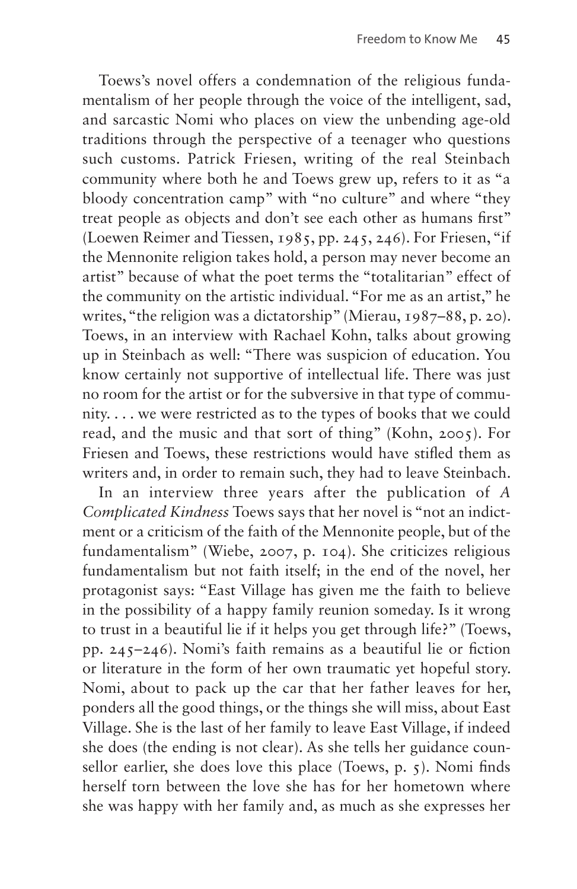Toews's novel offers a condemnation of the religious fundamentalism of her people through the voice of the intelligent, sad, and sarcastic Nomi who places on view the unbending age-old traditions through the perspective of a teenager who questions such customs. Patrick Friesen, writing of the real Steinbach community where both he and Toews grew up, refers to it as "a bloody concentration camp" with "no culture" and where "they treat people as objects and don't see each other as humans first" (Loewen Reimer and Tiessen, 1985, pp. 245, 246). For Friesen, "if the Mennonite religion takes hold, a person may never become an artist" because of what the poet terms the "totalitarian" effect of the community on the artistic individual. "For me as an artist," he writes, "the religion was a dictatorship" (Mierau, 1987–88, p. 20). Toews, in an interview with Rachael Kohn, talks about growing up in Steinbach as well: "There was suspicion of education. You know certainly not supportive of intellectual life. There was just no room for the artist or for the subversive in that type of community. . . . we were restricted as to the types of books that we could read, and the music and that sort of thing" (Kohn, 2005). For Friesen and Toews, these restrictions would have stifled them as writers and, in order to remain such, they had to leave Steinbach.

In an interview three years after the publication of *A Complicated Kindness* Toews says that her novel is "not an indictment or a criticism of the faith of the Mennonite people, but of the fundamentalism" (Wiebe, 2007, p. 104). She criticizes religious fundamentalism but not faith itself; in the end of the novel, her protagonist says: "East Village has given me the faith to believe in the possibility of a happy family reunion someday. Is it wrong to trust in a beautiful lie if it helps you get through life?" (Toews, pp. 245–246). Nomi's faith remains as a beautiful lie or fiction or literature in the form of her own traumatic yet hopeful story. Nomi, about to pack up the car that her father leaves for her, ponders all the good things, or the things she will miss, about East Village. She is the last of her family to leave East Village, if indeed she does (the ending is not clear). As she tells her guidance counsellor earlier, she does love this place (Toews, p. 5). Nomi finds herself torn between the love she has for her hometown where she was happy with her family and, as much as she expresses her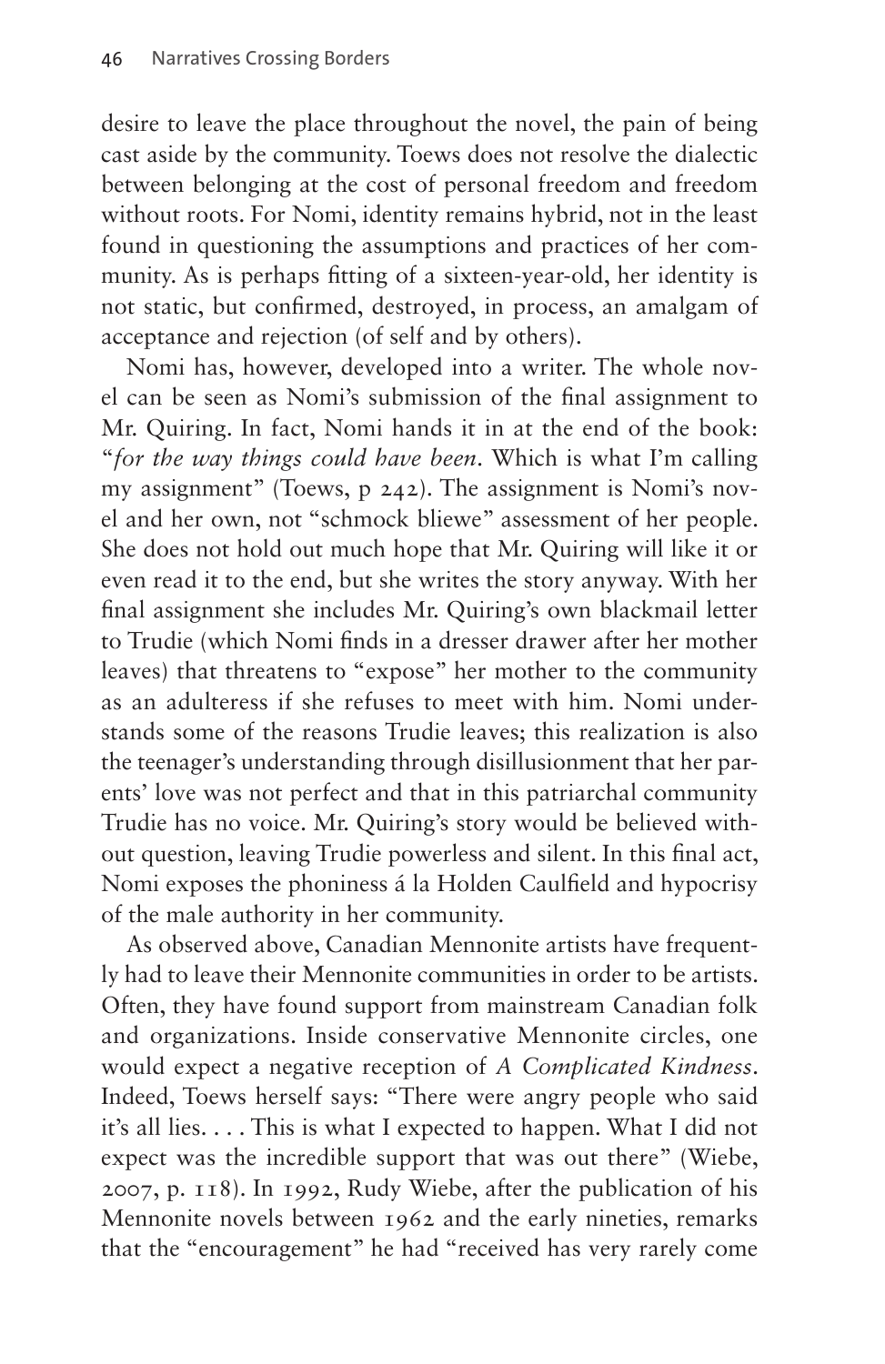desire to leave the place throughout the novel, the pain of being cast aside by the community. Toews does not resolve the dialectic between belonging at the cost of personal freedom and freedom without roots. For Nomi, identity remains hybrid, not in the least found in questioning the assumptions and practices of her community. As is perhaps fitting of a sixteen-year-old, her identity is not static, but confirmed, destroyed, in process, an amalgam of acceptance and rejection (of self and by others).

Nomi has, however, developed into a writer. The whole novel can be seen as Nomi's submission of the final assignment to Mr. Quiring. In fact, Nomi hands it in at the end of the book: "*for the way things could have been*. Which is what I'm calling my assignment" (Toews, p 242). The assignment is Nomi's novel and her own, not "schmock bliewe" assessment of her people. She does not hold out much hope that Mr. Quiring will like it or even read it to the end, but she writes the story anyway. With her final assignment she includes Mr. Quiring's own blackmail letter to Trudie (which Nomi finds in a dresser drawer after her mother leaves) that threatens to "expose" her mother to the community as an adulteress if she refuses to meet with him. Nomi understands some of the reasons Trudie leaves; this realization is also the teenager's understanding through disillusionment that her parents' love was not perfect and that in this patriarchal community Trudie has no voice. Mr. Quiring's story would be believed without question, leaving Trudie powerless and silent. In this final act, Nomi exposes the phoniness á la Holden Caulfield and hypocrisy of the male authority in her community.

As observed above, Canadian Mennonite artists have frequently had to leave their Mennonite communities in order to be artists. Often, they have found support from mainstream Canadian folk and organizations. Inside conservative Mennonite circles, one would expect a negative reception of *A Complicated Kindness*. Indeed, Toews herself says: "There were angry people who said it's all lies. . . . This is what I expected to happen. What I did not expect was the incredible support that was out there" (Wiebe, 2007, p. 118). In 1992, Rudy Wiebe, after the publication of his Mennonite novels between 1962 and the early nineties, remarks that the "encouragement" he had "received has very rarely come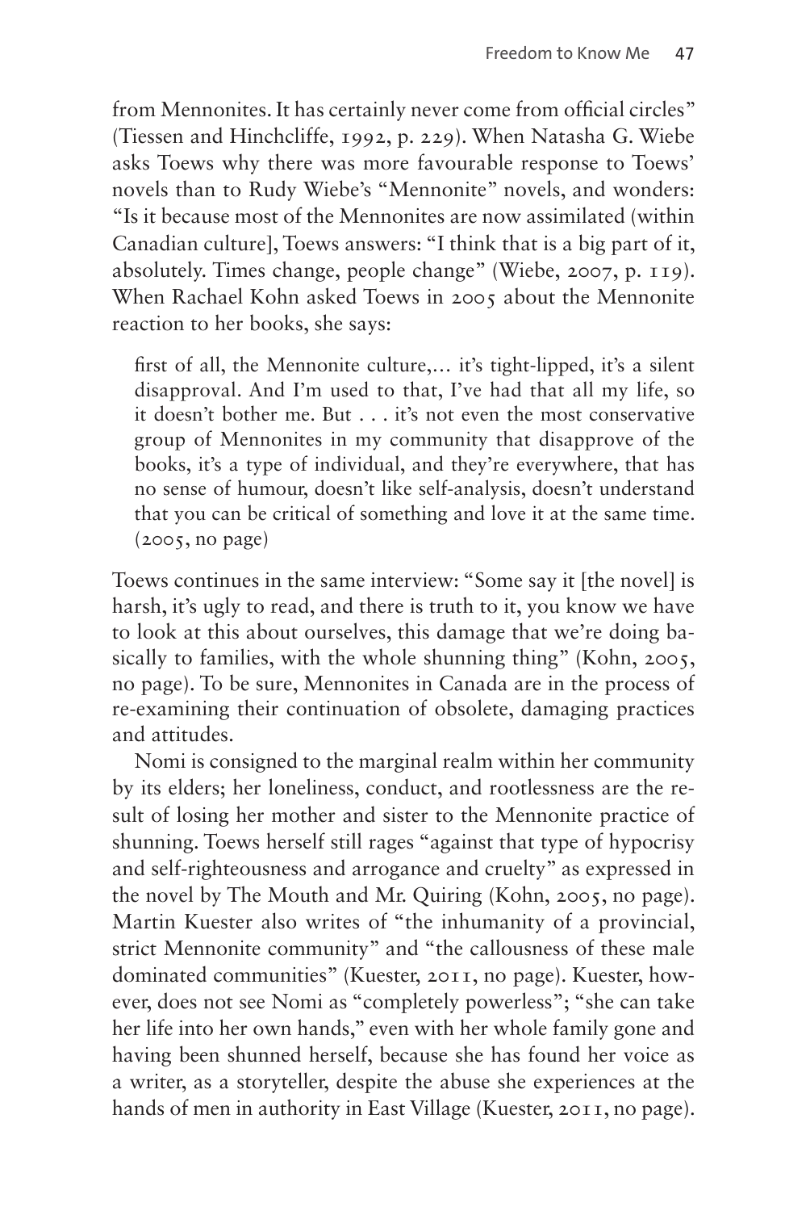from Mennonites. It has certainly never come from official circles" (Tiessen and Hinchcliffe, 1992, p. 229). When Natasha G. Wiebe asks Toews why there was more favourable response to Toews' novels than to Rudy Wiebe's "Mennonite" novels, and wonders: "Is it because most of the Mennonites are now assimilated (within Canadian culture], Toews answers: "I think that is a big part of it, absolutely. Times change, people change" (Wiebe, 2007, p. 119). When Rachael Kohn asked Toews in 2005 about the Mennonite reaction to her books, she says:

> first of all, the Mennonite culture,… it's tight-lipped, it's a silent disapproval. And I'm used to that, I've had that all my life, so it doesn't bother me. But . . . it's not even the most conservative group of Mennonites in my community that disapprove of the books, it's a type of individual, and they're everywhere, that has no sense of humour, doesn't like self-analysis, doesn't understand that you can be critical of something and love it at the same time. (2005, no page)

Toews continues in the same interview: "Some say it [the novel] is harsh, it's ugly to read, and there is truth to it, you know we have to look at this about ourselves, this damage that we're doing basically to families, with the whole shunning thing" (Kohn, 2005, no page). To be sure, Mennonites in Canada are in the process of re-examining their continuation of obsolete, damaging practices and attitudes.

Nomi is consigned to the marginal realm within her community by its elders; her loneliness, conduct, and rootlessness are the result of losing her mother and sister to the Mennonite practice of shunning. Toews herself still rages "against that type of hypocrisy and self-righteousness and arrogance and cruelty" as expressed in the novel by The Mouth and Mr. Quiring (Kohn, 2005, no page). Martin Kuester also writes of "the inhumanity of a provincial, strict Mennonite community" and "the callousness of these male dominated communities" (Kuester, 2011, no page). Kuester, however, does not see Nomi as "completely powerless"; "she can take her life into her own hands," even with her whole family gone and having been shunned herself, because she has found her voice as a writer, as a storyteller, despite the abuse she experiences at the hands of men in authority in East Village (Kuester, 2011, no page).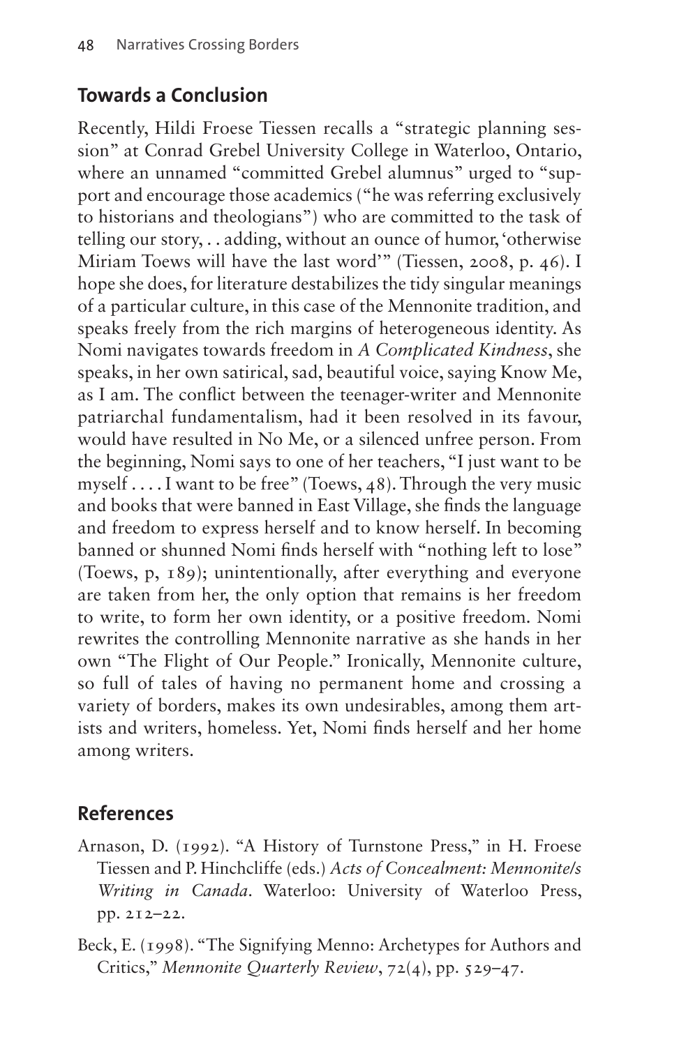## Towards a Conclusion

Recently, Hildi Froese Tiessen recalls a "strategic planning session" at Conrad Grebel University College in Waterloo, Ontario, where an unnamed "committed Grebel alumnus" urged to "support and encourage those academics ("he was referring exclusively to historians and theologians") who are committed to the task of telling our story, . . adding, without an ounce of humor, 'otherwise Miriam Toews will have the last word'" (Tiessen, 2008, p. 46). I hope she does, for literature destabilizes the tidy singular meanings of a particular culture, in this case of the Mennonite tradition, and speaks freely from the rich margins of heterogeneous identity. As Nomi navigates towards freedom in *A Complicated Kindness*, she speaks, in her own satirical, sad, beautiful voice, saying Know Me, as I am. The conflict between the teenager-writer and Mennonite patriarchal fundamentalism, had it been resolved in its favour, would have resulted in No Me, or a silenced unfree person. From the beginning, Nomi says to one of her teachers, "I just want to be myself . . . . I want to be free" (Toews, 48). Through the very music and books that were banned in East Village, she finds the language and freedom to express herself and to know herself. In becoming banned or shunned Nomi finds herself with "nothing left to lose" (Toews, p, 189); unintentionally, after everything and everyone are taken from her, the only option that remains is her freedom to write, to form her own identity, or a positive freedom. Nomi rewrites the controlling Mennonite narrative as she hands in her own "The Flight of Our People." Ironically, Mennonite culture, so full of tales of having no permanent home and crossing a variety of borders, makes its own undesirables, among them artists and writers, homeless. Yet, Nomi finds herself and her home among writers.

## References

Arnason, D. (1992). "A History of Turnstone Press," in H. Froese Tiessen and P. Hinchcliffe (eds.) *Acts of Concealment: Mennonite/s Writing in Canada*. Waterloo: University of Waterloo Press, pp. 212–22.

Beck, E. (1998). "The Signifying Menno: Archetypes for Authors and Critics," *Mennonite Quarterly Review*, 72(4), pp. 529–47.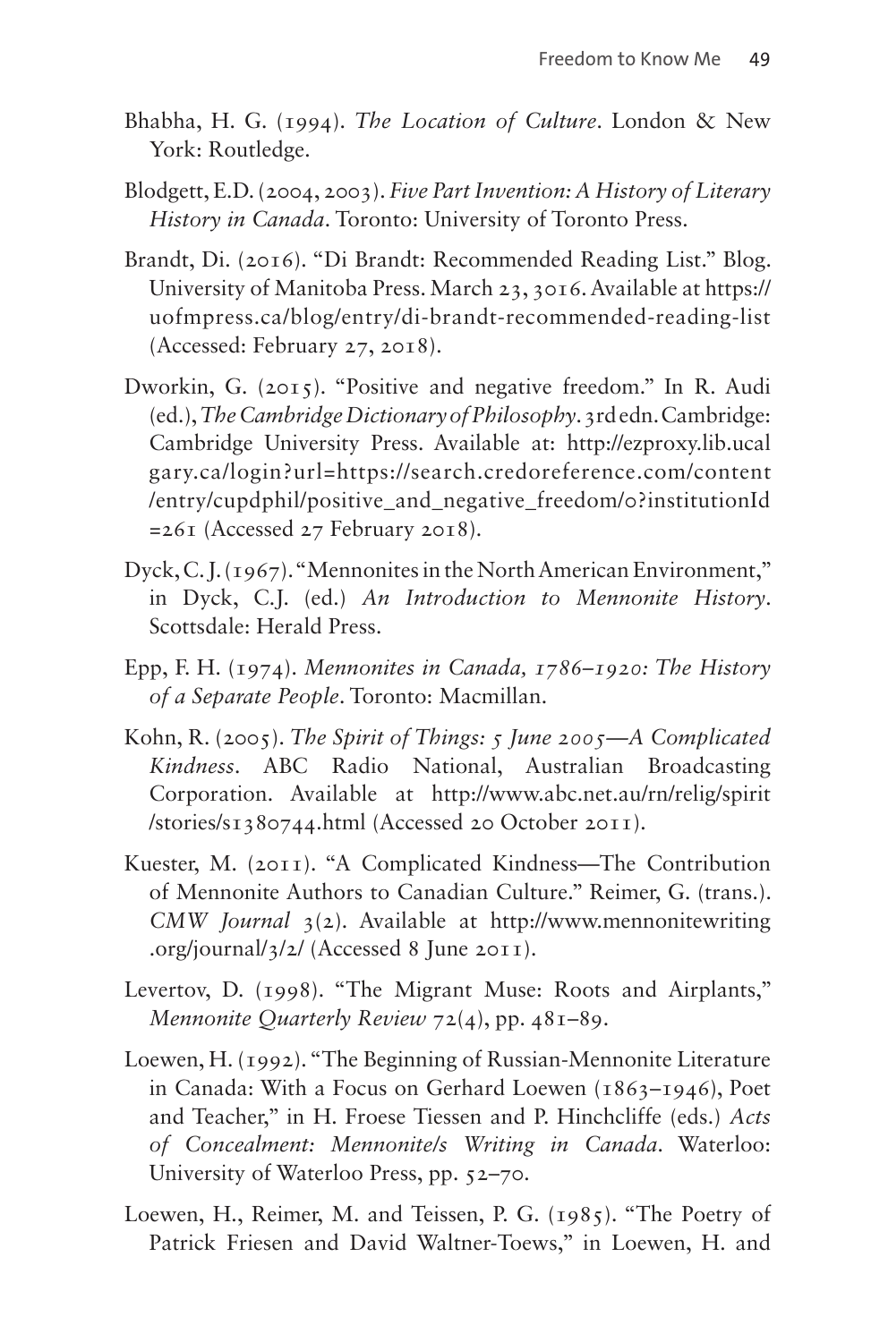Bhabha, H. G. (1994). *The Location of Culture*. London & New York: Routledge.

Blodgett, E.D. (2004, 2003). *Five Part Invention: A History of Literary History in Canada*. Toronto: University of Toronto Press.

Brandt, Di. (2016). "Di Brandt: Recommended Reading List." Blog. University of Manitoba Press. March 23, 3016. Available at https://uofmpress.ca/blog/entry/di-brandt-recommended-reading-list (Accessed: February 27, 2018).

Dworkin, G. (2015). "Positive and negative freedom." In R. Audi (ed.), *The Cambridge Dictionary of Philosophy*. 3rd edn. Cambridge: Cambridge University Press. Available at: http://ezproxy.lib.ucalgary.ca/login?url=https://search.credoreference.com/content/entry/cupdphil/positive_and_negative_freedom/0?institutionId=261 (Accessed 27 February 2018).

Dyck, C. J. (1967). "Mennonites in the North American Environment," in Dyck, C.J. (ed.) *An Introduction to Mennonite History*. Scottsdale: Herald Press.

Epp, F. H. (1974). *Mennonites in Canada, 1786–1920: The History of a Separate People*. Toronto: Macmillan.

Kohn, R. (2005). *The Spirit of Things: 5 June 2005—A Complicated Kindness*. ABC Radio National, Australian Broadcasting Corporation. Available at http://www.abc.net.au/rn/relig/spirit/stories/s1380744.html (Accessed 20 October 2011).

Kuester, M. (2011). "A Complicated Kindness—The Contribution of Mennonite Authors to Canadian Culture." Reimer, G. (trans.). *CMW Journal* 3(2). Available at http://www.mennonitewriting.org/journal/3/2/ (Accessed 8 June 2011).

Levertov, D. (1998). "The Migrant Muse: Roots and Airplants," *Mennonite Quarterly Review* 72(4), pp. 481–89.

Loewen, H. (1992). "The Beginning of Russian-Mennonite Literature in Canada: With a Focus on Gerhard Loewen (1863–1946), Poet and Teacher," in H. Froese Tiessen and P. Hinchcliffe (eds.) *Acts of Concealment: Mennonite/s Writing in Canada*. Waterloo: University of Waterloo Press, pp. 52–70.

Loewen, H., Reimer, M. and Teissen, P. G. (1985). "The Poetry of Patrick Friesen and David Waltner-Toews," in Loewen, H. and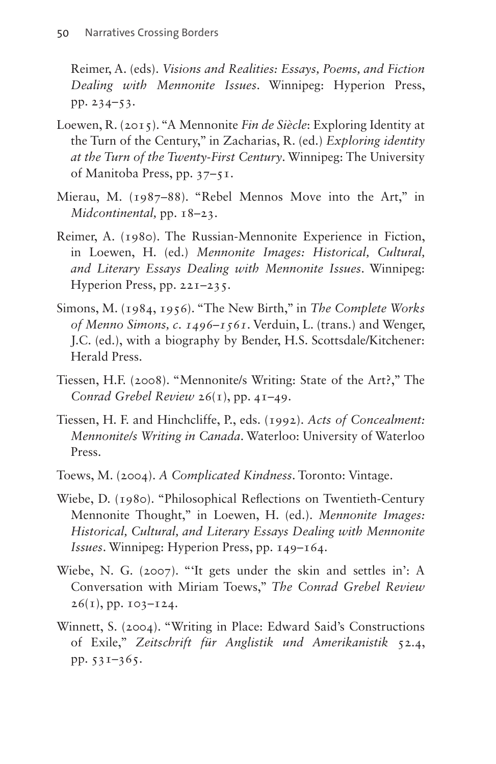Reimer, A. (eds). *Visions and Realities: Essays, Poems, and Fiction Dealing with Mennonite Issues*. Winnipeg: Hyperion Press, pp. 234–53.

Loewen, R. (2015). "A Mennonite *Fin de Siècle*: Exploring Identity at the Turn of the Century," in Zacharias, R. (ed.) *Exploring identity at the Turn of the Twenty-First Century*. Winnipeg: The University of Manitoba Press, pp. 37–51.

Mierau, M. (1987–88). "Rebel Mennos Move into the Art," in *Midcontinental,* pp. 18–23.

Reimer, A. (1980). The Russian-Mennonite Experience in Fiction, in Loewen, H. (ed.) *Mennonite Images: Historical, Cultural, and Literary Essays Dealing with Mennonite Issues*. Winnipeg: Hyperion Press, pp. 221–235.

Simons, M. (1984, 1956). "The New Birth," in *The Complete Works of Menno Simons, c. 1496–1561*. Verduin, L. (trans.) and Wenger, J.C. (ed.), with a biography by Bender, H.S. Scottsdale/Kitchener: Herald Press.

Tiessen, H.F. (2008). "Mennonite/s Writing: State of the Art?," The *Conrad Grebel Review* 26(1), pp. 41–49.

Tiessen, H. F. and Hinchcliffe, P., eds. (1992). *Acts of Concealment: Mennonite/s Writing in Canada*. Waterloo: University of Waterloo Press.

Toews, M. (2004). *A Complicated Kindness*. Toronto: Vintage.

Wiebe, D. (1980). "Philosophical Reflections on Twentieth-Century Mennonite Thought," in Loewen, H. (ed.). *Mennonite Images: Historical, Cultural, and Literary Essays Dealing with Mennonite Issues*. Winnipeg: Hyperion Press, pp. 149–164.

Wiebe, N. G. (2007). "'It gets under the skin and settles in': A Conversation with Miriam Toews," *The Conrad Grebel Review* 26(1), pp. 103–124.

Winnett, S. (2004). "Writing in Place: Edward Said's Constructions of Exile," *Zeitschrift für Anglistik und Amerikanistik* 52.4, pp. 531–365.